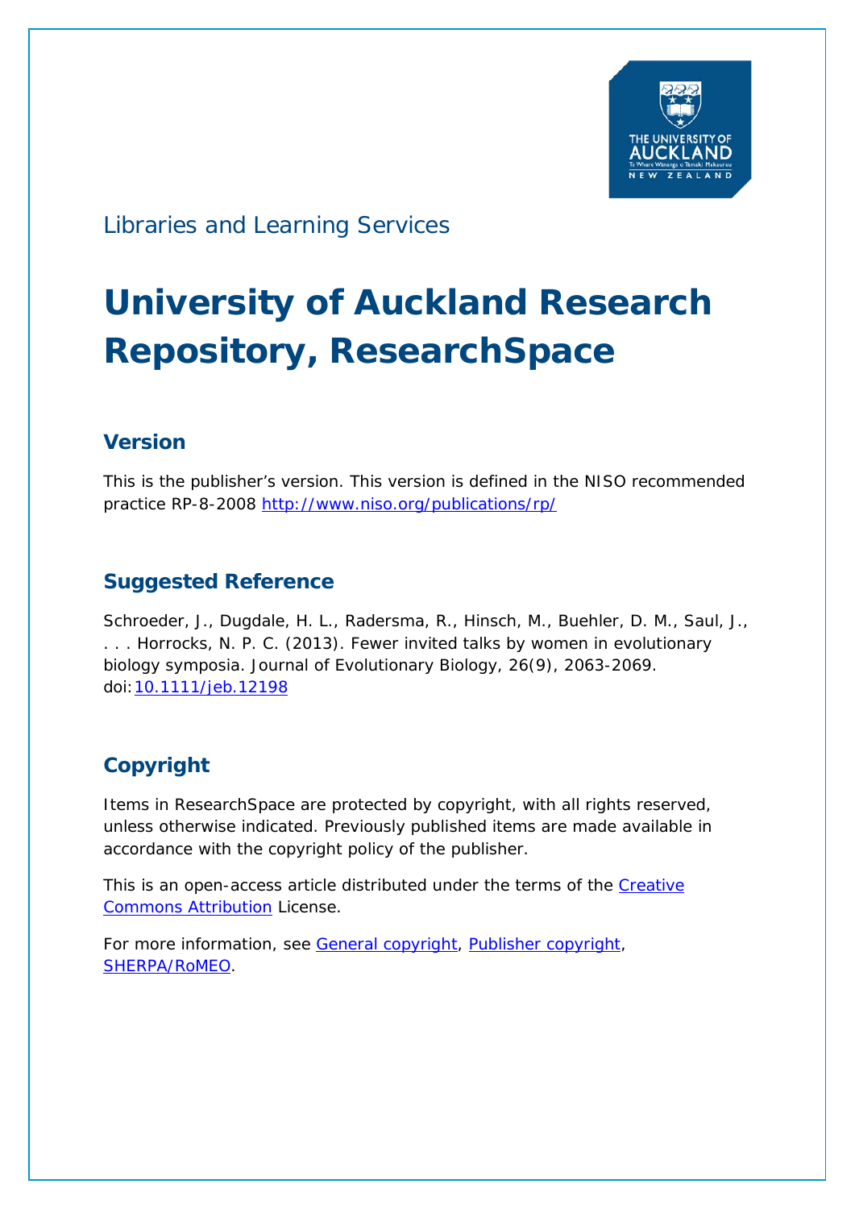Libraries and Learning Services

# University of Auckland Research Repository, ResearchSpace

## Version

This is the publisher's version. This version is defined in the NISO recommended practice RP-8-2008 http://www.niso.org/publications/rp/

## Suggested Reference

Schroeder, J., Dugdale, H. L., Radersma, R., Hinsch, M., Buehler, D. M., Saul, J., . . . Horrocks, N. P. C. (2013). Fewer invited talks by women in evolutionary biology symposia. Journal of Evolutionary Biology, 26(9), 2063-2069. doi:10.1111/jeb.12198

## Copyright

Items in ResearchSpace are protected by copyright, with all rights reserved, unless otherwise indicated. Previously published items are made available in accordance with the copyright policy of the publisher.

This is an open-access article distributed under the terms of the Creative Commons Attribution License.

For more information, see General copyright, Publisher copyright, SHERPA/RoMEO.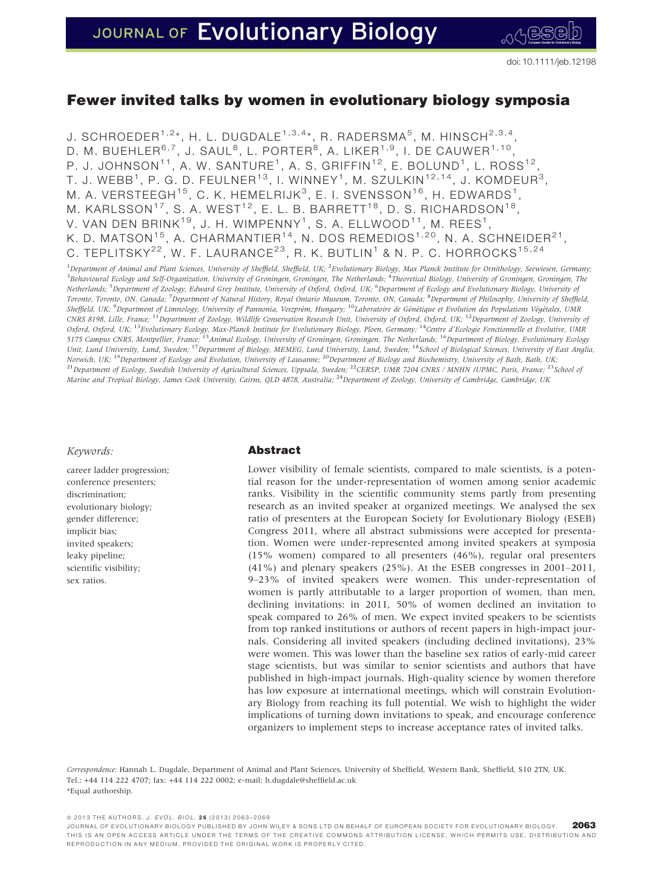doi: 10.1111/jeb.12198

# Fewer invited talks by women in evolutionary biology symposia

J. SCHROEDER[1,2]\*, H. L. DUGDALE[1,3,4]\*, R. RADERSMA[5], M. HINSCH[2,3,4], D. M. BUEHLER[6,7], J. SAUL[8], L. PORTER[8], A. LIKER[1,9], I. DE CAUWER[1,10], P. J. JOHNSON[11], A. W. SANTURE[1], A. S. GRIFFIN[12], E. BOLUND[1], L. ROSS[12], T. J. WEBB[1], P. G. D. FEULNER[13], I. WINNEY[1], M. SZULKIN[12,14], J. KOMDEUR[3], M. A. VERSTEEGH[15], C. K. HEMELRIJK[3], E. I. SVENSSON[16], H. EDWARDS[1], M. KARLSSON[17], S. A. WEST[12], E. L. B. BARRETT[18], D. S. RICHARDSON[18], V. VAN DEN BRINK[19], J. H. WIMPENNY[1], S. A. ELLWOOD[11], M. REES[1], K. D. MATSON[15], A. CHARMANTIER[14], N. DOS REMEDIOS[1,20], N. A. SCHNEIDER[21], C. TEPLITSKY[22], W. F. LAURANCE[23], R. K. BUTLIN[1] & N. P. C. HORROCKS[15,24]

[1]*Department of Animal and Plant Sciences, University of Sheffield, Sheffield, UK;* [2]*Evolutionary Biology, Max Planck Institute for Ornithology, Seewiesen, Germany;* [3]*Behavioural Ecology and Self-Organization, University of Groningen, Groningen, The Netherlands;* [4]*Theoretical Biology, University of Groningen, Groningen, The Netherlands;* [5]*Department of Zoology, Edward Grey Institute, University of Oxford, Oxford, UK;* [6]*Department of Ecology and Evolutionary Biology, University of Toronto, Toronto, ON, Canada;* [7]*Department of Natural History, Royal Ontario Museum, Toronto, ON, Canada;* [8]*Department of Philosophy, University of Sheffield, Sheffield, UK;* [9]*Department of Limnology, University of Pannonia, Veszprém, Hungary;* [10]*Laboratoire de Génétique et Evolution des Populations Végétales, UMR CNRS 8198, Lille, France;* [11]*Department of Zoology, Wildlife Conservation Research Unit, University of Oxford, Oxford, UK;* [12]*Department of Zoology, University of Oxford, Oxford, UK;* [13]*Evolutionary Ecology, Max-Planck Institute for Evolutionary Biology, Ploen, Germany;* [14]*Centre d'Ecologie Fonctionnelle et Evolutive, UMR 5175 Campus CNRS, Montpellier, France;* [15]*Animal Ecology, University of Groningen, Groningen, The Netherlands;* [16]*Department of Biology, Evolutionary Ecology Unit, Lund University, Lund, Sweden;* [17]*Department of Biology, MEMEG, Lund University, Lund, Sweden;* [18]*School of Biological Sciences, University of East Anglia, Norwich, UK;* [19]*Department of Ecology and Evolution, University of Lausanne;* [20]*Department of Biology and Biochemistry, University of Bath, Bath, UK;* [21]*Department of Ecology, Swedish University of Agricultural Sciences, Uppsala, Sweden;* [22]*CERSP, UMR 7204 CNRS / MNHN /UPMC, Paris, France;* [23]*School of Marine and Tropical Biology, James Cook University, Cairns, QLD 4878, Australia;* [24]*Department of Zoology, University of Cambridge, Cambridge, UK*

*Keywords:*

career ladder progression;
conference presenters;
discrimination;
evolutionary biology;
gender difference;
implicit bias;
invited speakers;
leaky pipeline;
scientific visibility;
sex ratios.

## Abstract

Lower visibility of female scientists, compared to male scientists, is a potential reason for the under-representation of women among senior academic ranks. Visibility in the scientific community stems partly from presenting research as an invited speaker at organized meetings. We analysed the sex ratio of presenters at the European Society for Evolutionary Biology (ESEB) Congress 2011, where all abstract submissions were accepted for presentation. Women were under-represented among invited speakers at symposia (15% women) compared to all presenters (46%), regular oral presenters (41%) and plenary speakers (25%). At the ESEB congresses in 2001–2011, 9–23% of invited speakers were women. This under-representation of women is partly attributable to a larger proportion of women, than men, declining invitations: in 2011, 50% of women declined an invitation to speak compared to 26% of men. We expect invited speakers to be scientists from top ranked institutions or authors of recent papers in high-impact journals. Considering all invited speakers (including declined invitations), 23% were women. This was lower than the baseline sex ratios of early-mid career stage scientists, but was similar to senior scientists and authors that have published in high-impact journals. High-quality science by women therefore has low exposure at international meetings, which will constrain Evolutionary Biology from reaching its full potential. We wish to highlight the wider implications of turning down invitations to speak, and encourage conference organizers to implement steps to increase acceptance rates of invited talks.

*Correspondence:* Hannah L. Dugdale, Department of Animal and Plant Sciences, University of Sheffield, Western Bank, Sheffield, S10 2TN, UK. Tel.: +44 114 222 4707; fax: +44 114 222 0002; e-mail: h.dugdale@sheffield.ac.uk
\*Equal authorship.

© 2013 THE AUTHORS. J. EVOL. BIOL. 26 (2013) 2063–2069
JOURNAL OF EVOLUTIONARY BIOLOGY PUBLISHED BY JOHN WILEY & SONS LTD ON BEHALF OF EUROPEAN SOCIETY FOR EVOLUTIONARY BIOLOGY.
THIS IS AN OPEN ACCESS ARTICLE UNDER THE TERMS OF THE CREATIVE COMMONS ATTRIBUTION LICENSE, WHICH PERMITS USE, DISTRIBUTION AND REPRODUCTION IN ANY MEDIUM, PROVIDED THE ORIGINAL WORK IS PROPERLY CITED.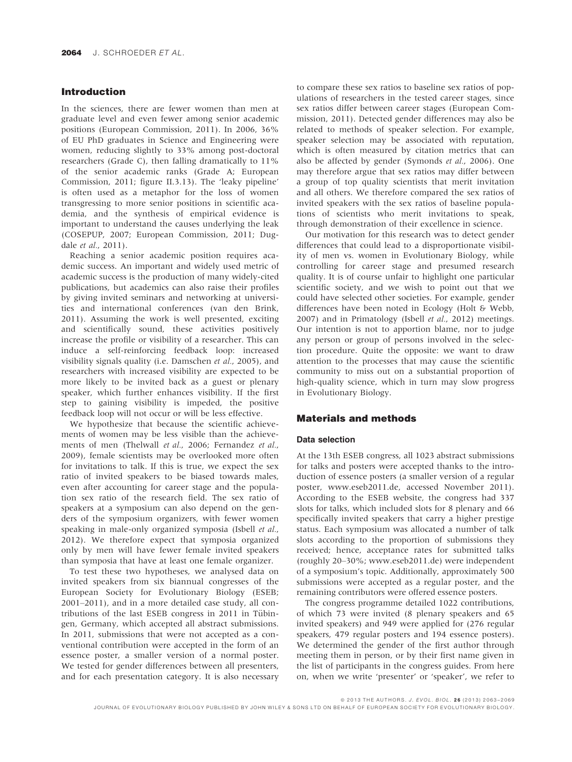## Introduction

In the sciences, there are fewer women than men at graduate level and even fewer among senior academic positions (European Commission, 2011). In 2006, 36% of EU PhD graduates in Science and Engineering were women, reducing slightly to 33% among post-doctoral researchers (Grade C), then falling dramatically to 11% of the senior academic ranks (Grade A; European Commission, 2011; figure II.3.13). The 'leaky pipeline' is often used as a metaphor for the loss of women transgressing to more senior positions in scientific academia, and the synthesis of empirical evidence is important to understand the causes underlying the leak (COSEPUP, 2007; European Commission, 2011; Dugdale *et al.*, 2011).

Reaching a senior academic position requires academic success. An important and widely used metric of academic success is the production of many widely-cited publications, but academics can also raise their profiles by giving invited seminars and networking at universities and international conferences (van den Brink, 2011). Assuming the work is well presented, exciting and scientifically sound, these activities positively increase the profile or visibility of a researcher. This can induce a self-reinforcing feedback loop: increased visibility signals quality (i.e. Damschen *et al.*, 2005), and researchers with increased visibility are expected to be more likely to be invited back as a guest or plenary speaker, which further enhances visibility. If the first step to gaining visibility is impeded, the positive feedback loop will not occur or will be less effective.

We hypothesize that because the scientific achievements of women may be less visible than the achievements of men (Thelwall *et al.*, 2006; Fernandez *et al.*, 2009), female scientists may be overlooked more often for invitations to talk. If this is true, we expect the sex ratio of invited speakers to be biased towards males, even after accounting for career stage and the population sex ratio of the research field. The sex ratio of speakers at a symposium can also depend on the genders of the symposium organizers, with fewer women speaking in male-only organized symposia (Isbell *et al.*, 2012). We therefore expect that symposia organized only by men will have fewer female invited speakers than symposia that have at least one female organizer.

To test these two hypotheses, we analysed data on invited speakers from six biannual congresses of the European Society for Evolutionary Biology (ESEB; 2001–2011), and in a more detailed case study, all contributions of the last ESEB congress in 2011 in Tübingen, Germany, which accepted all abstract submissions. In 2011, submissions that were not accepted as a conventional contribution were accepted in the form of an essence poster, a smaller version of a normal poster. We tested for gender differences between all presenters, and for each presentation category. It is also necessary to compare these sex ratios to baseline sex ratios of populations of researchers in the tested career stages, since sex ratios differ between career stages (European Commission, 2011). Detected gender differences may also be related to methods of speaker selection. For example, speaker selection may be associated with reputation, which is often measured by citation metrics that can also be affected by gender (Symonds *et al.*, 2006). One may therefore argue that sex ratios may differ between a group of top quality scientists that merit invitation and all others. We therefore compared the sex ratios of invited speakers with the sex ratios of baseline populations of scientists who merit invitations to speak, through demonstration of their excellence in science.

Our motivation for this research was to detect gender differences that could lead to a disproportionate visibility of men vs. women in Evolutionary Biology, while controlling for career stage and presumed research quality. It is of course unfair to highlight one particular scientific society, and we wish to point out that we could have selected other societies. For example, gender differences have been noted in Ecology (Holt & Webb, 2007) and in Primatology (Isbell *et al.*, 2012) meetings. Our intention is not to apportion blame, nor to judge any person or group of persons involved in the selection procedure. Quite the opposite: we want to draw attention to the processes that may cause the scientific community to miss out on a substantial proportion of high-quality science, which in turn may slow progress in Evolutionary Biology.

## Materials and methods

### Data selection

At the 13th ESEB congress, all 1023 abstract submissions for talks and posters were accepted thanks to the introduction of essence posters (a smaller version of a regular poster, www.eseb2011.de, accessed November 2011). According to the ESEB website, the congress had 337 slots for talks, which included slots for 8 plenary and 66 specifically invited speakers that carry a higher prestige status. Each symposium was allocated a number of talk slots according to the proportion of submissions they received; hence, acceptance rates for submitted talks (roughly 20–30%; www.eseb2011.de) were independent of a symposium's topic. Additionally, approximately 500 submissions were accepted as a regular poster, and the remaining contributors were offered essence posters.

The congress programme detailed 1022 contributions, of which 73 were invited (8 plenary speakers and 65 invited speakers) and 949 were applied for (276 regular speakers, 479 regular posters and 194 essence posters). We determined the gender of the first author through meeting them in person, or by their first name given in the list of participants in the congress guides. From here on, when we write 'presenter' or 'speaker', we refer to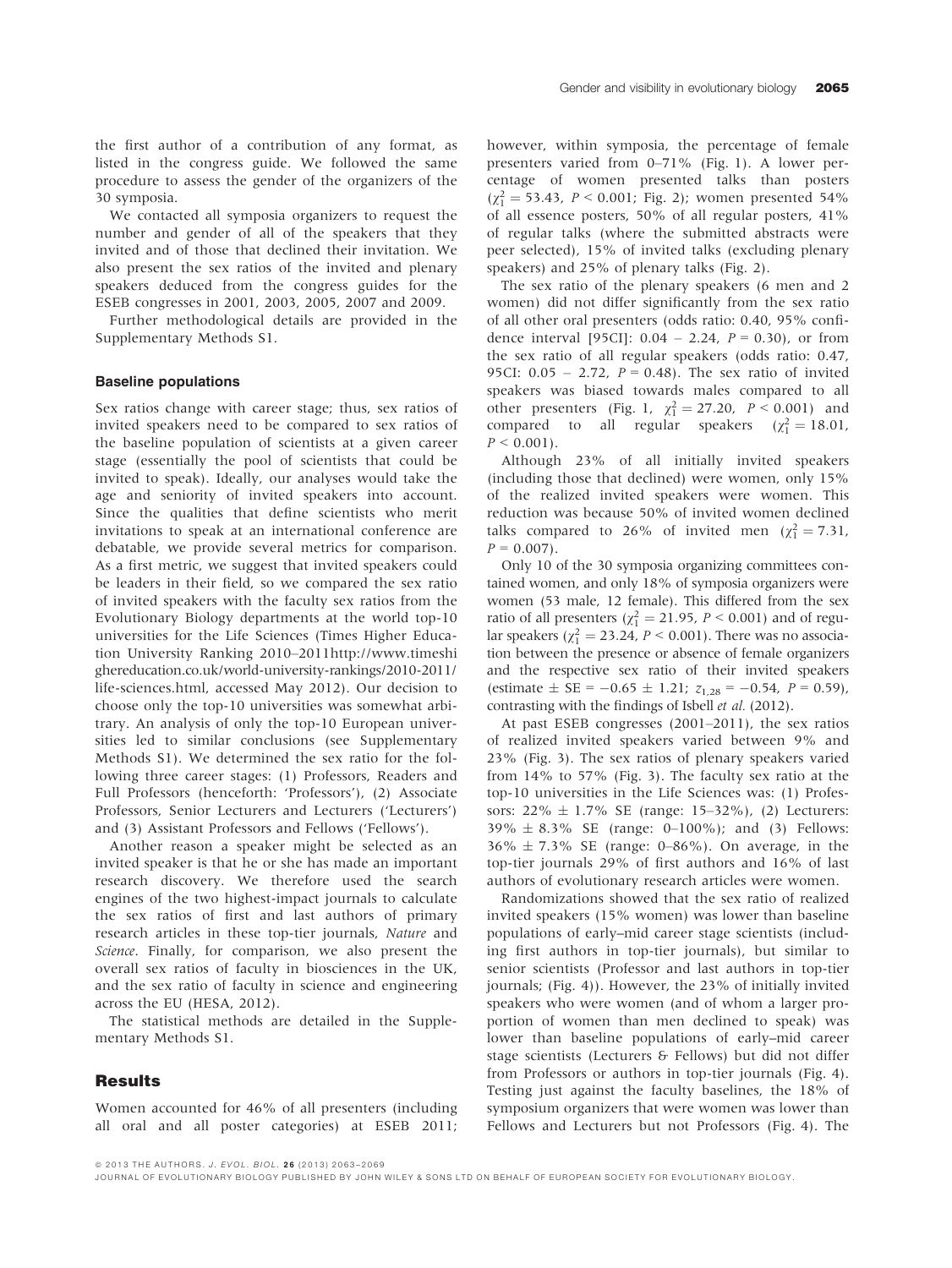the first author of a contribution of any format, as listed in the congress guide. We followed the same procedure to assess the gender of the organizers of the 30 symposia.

We contacted all symposia organizers to request the number and gender of all of the speakers that they invited and of those that declined their invitation. We also present the sex ratios of the invited and plenary speakers deduced from the congress guides for the ESEB congresses in 2001, 2003, 2005, 2007 and 2009.

Further methodological details are provided in the Supplementary Methods S1.

### Baseline populations

Sex ratios change with career stage; thus, sex ratios of invited speakers need to be compared to sex ratios of the baseline population of scientists at a given career stage (essentially the pool of scientists that could be invited to speak). Ideally, our analyses would take the age and seniority of invited speakers into account. Since the qualities that define scientists who merit invitations to speak at an international conference are debatable, we provide several metrics for comparison. As a first metric, we suggest that invited speakers could be leaders in their field, so we compared the sex ratio of invited speakers with the faculty sex ratios from the Evolutionary Biology departments at the world top-10 universities for the Life Sciences (Times Higher Education University Ranking 2010–2011http://www.timeshighereducation.co.uk/world-university-rankings/2010-2011/life-sciences.html, accessed May 2012). Our decision to choose only the top-10 universities was somewhat arbitrary. An analysis of only the top-10 European universities led to similar conclusions (see Supplementary Methods S1). We determined the sex ratio for the following three career stages: (1) Professors, Readers and Full Professors (henceforth: 'Professors'), (2) Associate Professors, Senior Lecturers and Lecturers ('Lecturers') and (3) Assistant Professors and Fellows ('Fellows').

Another reason a speaker might be selected as an invited speaker is that he or she has made an important research discovery. We therefore used the search engines of the two highest-impact journals to calculate the sex ratios of first and last authors of primary research articles in these top-tier journals, *Nature* and *Science*. Finally, for comparison, we also present the overall sex ratios of faculty in biosciences in the UK, and the sex ratio of faculty in science and engineering across the EU (HESA, 2012).

The statistical methods are detailed in the Supplementary Methods S1.

## Results

Women accounted for 46% of all presenters (including all oral and all poster categories) at ESEB 2011; however, within symposia, the percentage of female presenters varied from 0–71% (Fig. 1). A lower percentage of women presented talks than posters ($\chi^2_1 = 53.43$, $P < 0.001$; Fig. 2); women presented 54% of all essence posters, 50% of all regular posters, 41% of regular talks (where the submitted abstracts were peer selected), 15% of invited talks (excluding plenary speakers) and 25% of plenary talks (Fig. 2).

The sex ratio of the plenary speakers (6 men and 2 women) did not differ significantly from the sex ratio of all other oral presenters (odds ratio: 0.40, 95% confidence interval [95CI]: 0.04 – 2.24, $P = 0.30$), or from the sex ratio of all regular speakers (odds ratio: 0.47, 95CI: 0.05 – 2.72, $P = 0.48$). The sex ratio of invited speakers was biased towards males compared to all other presenters (Fig. 1, $\chi^2_1 = 27.20$, $P < 0.001$) and compared to all regular speakers ($\chi^2_1 = 18.01$, $P < 0.001$).

Although 23% of all initially invited speakers (including those that declined) were women, only 15% of the realized invited speakers were women. This reduction was because 50% of invited women declined talks compared to 26% of invited men ($\chi^2_1 = 7.31$, $P = 0.007$).

Only 10 of the 30 symposia organizing committees contained women, and only 18% of symposia organizers were women (53 male, 12 female). This differed from the sex ratio of all presenters ($\chi^2_1 = 21.95$, $P < 0.001$) and of regular speakers ($\chi^2_1 = 23.24$, $P < 0.001$). There was no association between the presence or absence of female organizers and the respective sex ratio of their invited speakers (estimate ± SE = −0.65 ± 1.21; $z_{1,28} = -0.54$, $P = 0.59$), contrasting with the findings of Isbell *et al.* (2012).

At past ESEB congresses (2001–2011), the sex ratios of realized invited speakers varied between 9% and 23% (Fig. 3). The sex ratios of plenary speakers varied from 14% to 57% (Fig. 3). The faculty sex ratio at the top-10 universities in the Life Sciences was: (1) Professors: 22% ± 1.7% SE (range: 15–32%), (2) Lecturers: 39% ± 8.3% SE (range: 0–100%); and (3) Fellows: 36% ± 7.3% SE (range: 0–86%). On average, in the top-tier journals 29% of first authors and 16% of last authors of evolutionary research articles were women.

Randomizations showed that the sex ratio of realized invited speakers (15% women) was lower than baseline populations of early–mid career stage scientists (including first authors in top-tier journals), but similar to senior scientists (Professor and last authors in top-tier journals; (Fig. 4)). However, the 23% of initially invited speakers who were women (and of whom a larger proportion of women than men declined to speak) was lower than baseline populations of early–mid career stage scientists (Lecturers & Fellows) but did not differ from Professors or authors in top-tier journals (Fig. 4). Testing just against the faculty baselines, the 18% of symposium organizers that were women was lower than Fellows and Lecturers but not Professors (Fig. 4). The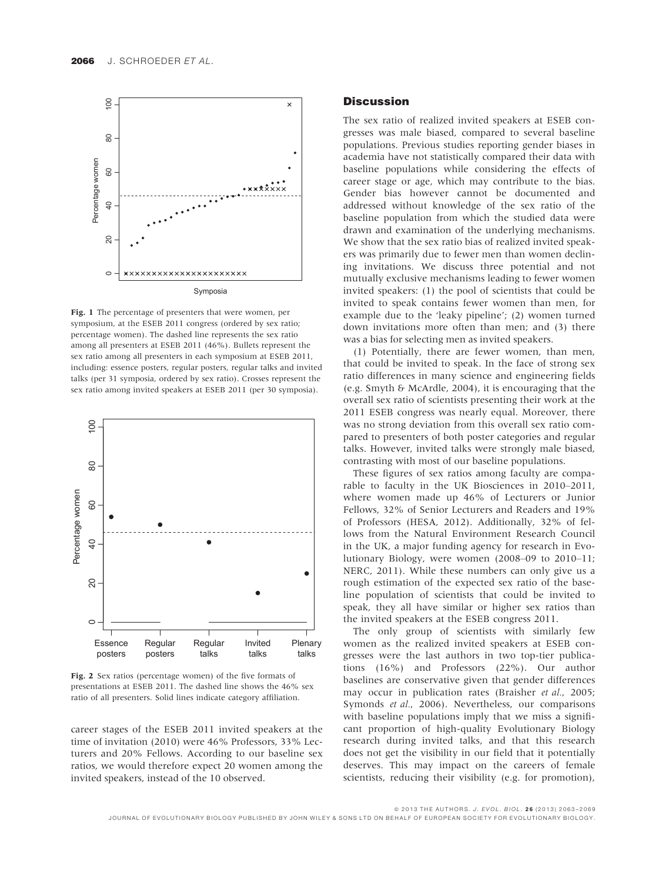Fig. 1 The percentage of presenters that were women, per symposium, at the ESEB 2011 congress (ordered by sex ratio; percentage women). The dashed line represents the sex ratio among all presenters at ESEB 2011 (46%). Bullets represent the sex ratio among all presenters in each symposium at ESEB 2011, including: essence posters, regular posters, regular talks and invited talks (per 31 symposia, ordered by sex ratio). Crosses represent the sex ratio among invited speakers at ESEB 2011 (per 30 symposia).

Fig. 2 Sex ratios (percentage women) of the five formats of presentations at ESEB 2011. The dashed line shows the 46% sex ratio of all presenters. Solid lines indicate category affiliation.

career stages of the ESEB 2011 invited speakers at the time of invitation (2010) were 46% Professors, 33% Lecturers and 20% Fellows. According to our baseline sex ratios, we would therefore expect 20 women among the invited speakers, instead of the 10 observed.

## Discussion

The sex ratio of realized invited speakers at ESEB congresses was male biased, compared to several baseline populations. Previous studies reporting gender biases in academia have not statistically compared their data with baseline populations while considering the effects of career stage or age, which may contribute to the bias. Gender bias however cannot be documented and addressed without knowledge of the sex ratio of the baseline population from which the studied data were drawn and examination of the underlying mechanisms. We show that the sex ratio bias of realized invited speakers was primarily due to fewer men than women declining invitations. We discuss three potential and not mutually exclusive mechanisms leading to fewer women invited speakers: (1) the pool of scientists that could be invited to speak contains fewer women than men, for example due to the 'leaky pipeline'; (2) women turned down invitations more often than men; and (3) there was a bias for selecting men as invited speakers.

(1) Potentially, there are fewer women, than men, that could be invited to speak. In the face of strong sex ratio differences in many science and engineering fields (e.g. Smyth & McArdle, 2004), it is encouraging that the overall sex ratio of scientists presenting their work at the 2011 ESEB congress was nearly equal. Moreover, there was no strong deviation from this overall sex ratio compared to presenters of both poster categories and regular talks. However, invited talks were strongly male biased, contrasting with most of our baseline populations.

These figures of sex ratios among faculty are comparable to faculty in the UK Biosciences in 2010–2011, where women made up 46% of Lecturers or Junior Fellows, 32% of Senior Lecturers and Readers and 19% of Professors (HESA, 2012). Additionally, 32% of fellows from the Natural Environment Research Council in the UK, a major funding agency for research in Evolutionary Biology, were women (2008–09 to 2010–11; NERC, 2011). While these numbers can only give us a rough estimation of the expected sex ratio of the baseline population of scientists that could be invited to speak, they all have similar or higher sex ratios than the invited speakers at the ESEB congress 2011.

The only group of scientists with similarly few women as the realized invited speakers at ESEB congresses were the last authors in two top-tier publications (16%) and Professors (22%). Our author baselines are conservative given that gender differences may occur in publication rates (Braisher *et al.*, 2005; Symonds *et al.*, 2006). Nevertheless, our comparisons with baseline populations imply that we miss a significant proportion of high-quality Evolutionary Biology research during invited talks, and that this research does not get the visibility in our field that it potentially deserves. This may impact on the careers of female scientists, reducing their visibility (e.g. for promotion),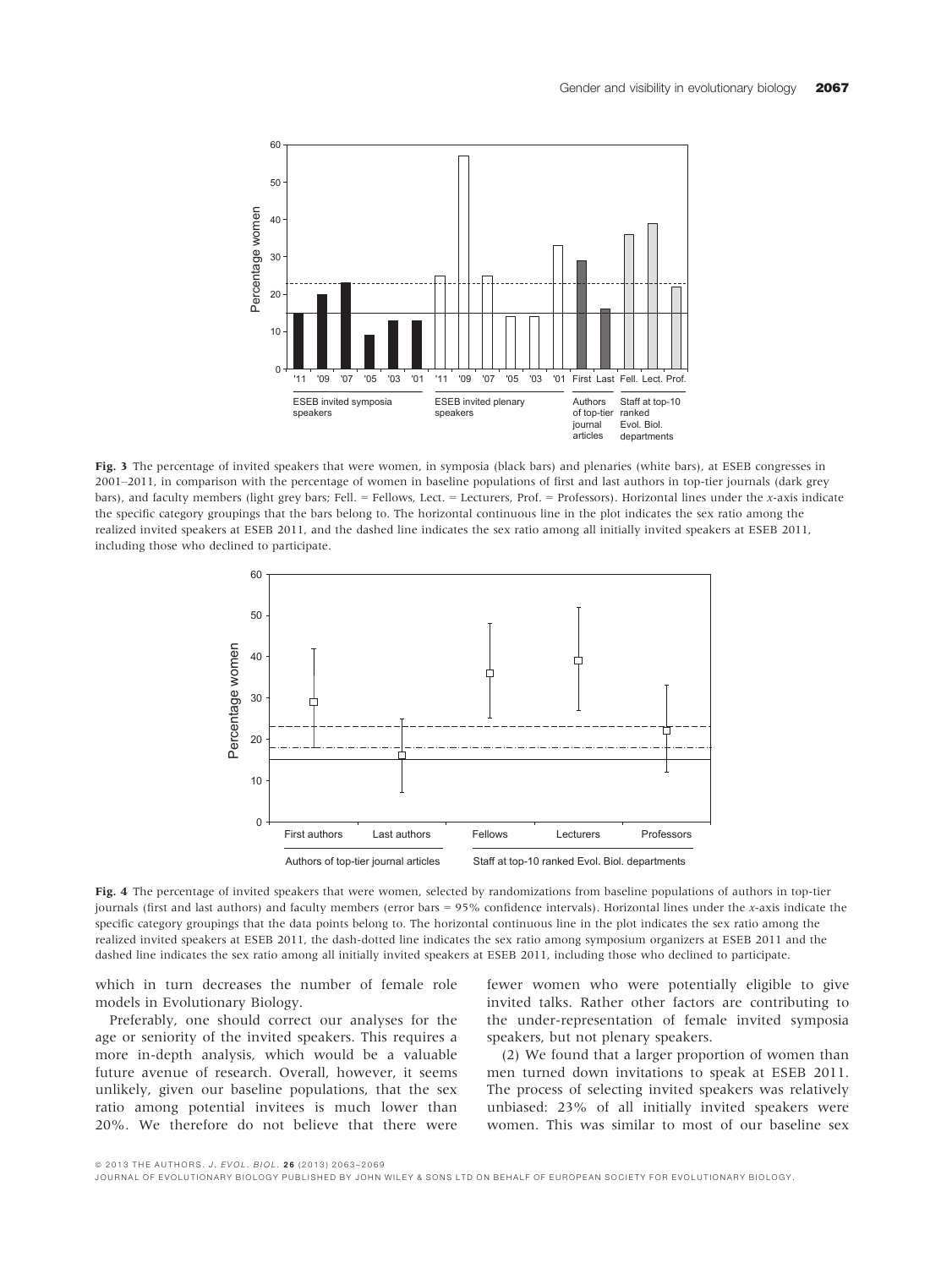Fig. 3 The percentage of invited speakers that were women, in symposia (black bars) and plenaries (white bars), at ESEB congresses in 2001–2011, in comparison with the percentage of women in baseline populations of first and last authors in top-tier journals (dark grey bars), and faculty members (light grey bars; Fell. = Fellows, Lect. = Lecturers, Prof. = Professors). Horizontal lines under the *x*-axis indicate the specific category groupings that the bars belong to. The horizontal continuous line in the plot indicates the sex ratio among the realized invited speakers at ESEB 2011, and the dashed line indicates the sex ratio among all initially invited speakers at ESEB 2011, including those who declined to participate.

Fig. 4 The percentage of invited speakers that were women, selected by randomizations from baseline populations of authors in top-tier journals (first and last authors) and faculty members (error bars = 95% confidence intervals). Horizontal lines under the *x*-axis indicate the specific category groupings that the data points belong to. The horizontal continuous line in the plot indicates the sex ratio among the realized invited speakers at ESEB 2011, the dash-dotted line indicates the sex ratio among symposium organizers at ESEB 2011 and the dashed line indicates the sex ratio among all initially invited speakers at ESEB 2011, including those who declined to participate.

which in turn decreases the number of female role models in Evolutionary Biology.

Preferably, one should correct our analyses for the age or seniority of the invited speakers. This requires a more in-depth analysis, which would be a valuable future avenue of research. Overall, however, it seems unlikely, given our baseline populations, that the sex ratio among potential invitees is much lower than 20%. We therefore do not believe that there were fewer women who were potentially eligible to give invited talks. Rather other factors are contributing to the under-representation of female invited symposia speakers, but not plenary speakers.

(2) We found that a larger proportion of women than men turned down invitations to speak at ESEB 2011. The process of selecting invited speakers was relatively unbiased: 23% of all initially invited speakers were women. This was similar to most of our baseline sex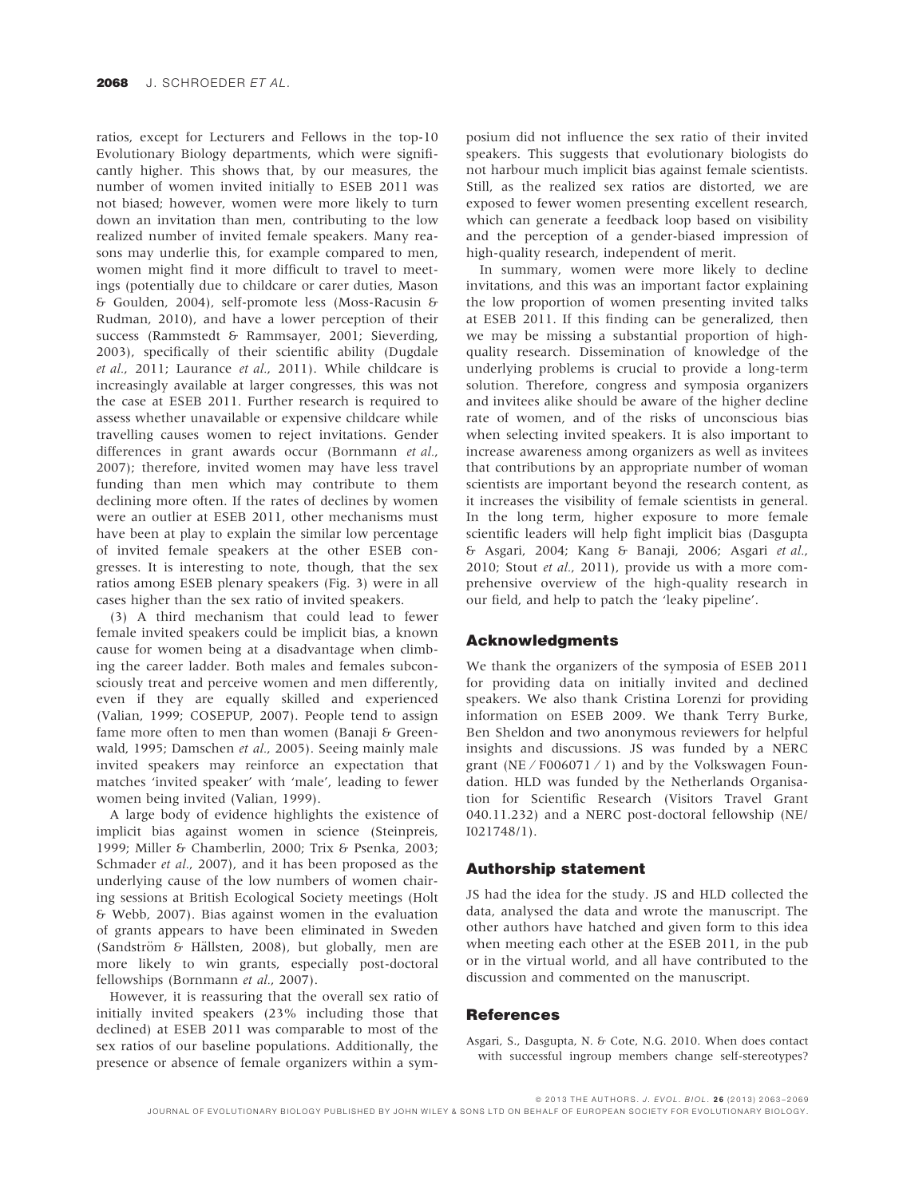ratios, except for Lecturers and Fellows in the top-10 Evolutionary Biology departments, which were significantly higher. This shows that, by our measures, the number of women invited initially to ESEB 2011 was not biased; however, women were more likely to turn down an invitation than men, contributing to the low realized number of invited female speakers. Many reasons may underlie this, for example compared to men, women might find it more difficult to travel to meetings (potentially due to childcare or carer duties, Mason & Goulden, 2004), self-promote less (Moss-Racusin & Rudman, 2010), and have a lower perception of their success (Rammstedt & Rammsayer, 2001; Sieverding, 2003), specifically of their scientific ability (Dugdale *et al.*, 2011; Laurance *et al.*, 2011). While childcare is increasingly available at larger congresses, this was not the case at ESEB 2011. Further research is required to assess whether unavailable or expensive childcare while travelling causes women to reject invitations. Gender differences in grant awards occur (Bornmann *et al.*, 2007); therefore, invited women may have less travel funding than men which may contribute to them declining more often. If the rates of declines by women were an outlier at ESEB 2011, other mechanisms must have been at play to explain the similar low percentage of invited female speakers at the other ESEB congresses. It is interesting to note, though, that the sex ratios among ESEB plenary speakers (Fig. 3) were in all cases higher than the sex ratio of invited speakers.

(3) A third mechanism that could lead to fewer female invited speakers could be implicit bias, a known cause for women being at a disadvantage when climbing the career ladder. Both males and females subconsciously treat and perceive women and men differently, even if they are equally skilled and experienced (Valian, 1999; COSEPUP, 2007). People tend to assign fame more often to men than women (Banaji & Greenwald, 1995; Damschen *et al.*, 2005). Seeing mainly male invited speakers may reinforce an expectation that matches 'invited speaker' with 'male', leading to fewer women being invited (Valian, 1999).

A large body of evidence highlights the existence of implicit bias against women in science (Steinpreis, 1999; Miller & Chamberlin, 2000; Trix & Psenka, 2003; Schmader *et al.*, 2007), and it has been proposed as the underlying cause of the low numbers of women chairing sessions at British Ecological Society meetings (Holt & Webb, 2007). Bias against women in the evaluation of grants appears to have been eliminated in Sweden (Sandström & Hällsten, 2008), but globally, men are more likely to win grants, especially post-doctoral fellowships (Bornmann *et al.*, 2007).

However, it is reassuring that the overall sex ratio of initially invited speakers (23% including those that declined) at ESEB 2011 was comparable to most of the sex ratios of our baseline populations. Additionally, the presence or absence of female organizers within a symposium did not influence the sex ratio of their invited speakers. This suggests that evolutionary biologists do not harbour much implicit bias against female scientists. Still, as the realized sex ratios are distorted, we are exposed to fewer women presenting excellent research, which can generate a feedback loop based on visibility and the perception of a gender-biased impression of high-quality research, independent of merit.

In summary, women were more likely to decline invitations, and this was an important factor explaining the low proportion of women presenting invited talks at ESEB 2011. If this finding can be generalized, then we may be missing a substantial proportion of high-quality research. Dissemination of knowledge of the underlying problems is crucial to provide a long-term solution. Therefore, congress and symposia organizers and invitees alike should be aware of the higher decline rate of women, and of the risks of unconscious bias when selecting invited speakers. It is also important to increase awareness among organizers as well as invitees that contributions by an appropriate number of woman scientists are important beyond the research content, as it increases the visibility of female scientists in general. In the long term, higher exposure to more female scientific leaders will help fight implicit bias (Dasgupta & Asgari, 2004; Kang & Banaji, 2006; Asgari *et al.*, 2010; Stout *et al.*, 2011), provide us with a more comprehensive overview of the high-quality research in our field, and help to patch the 'leaky pipeline'.

## Acknowledgments

We thank the organizers of the symposia of ESEB 2011 for providing data on initially invited and declined speakers. We also thank Cristina Lorenzi for providing information on ESEB 2009. We thank Terry Burke, Ben Sheldon and two anonymous reviewers for helpful insights and discussions. JS was funded by a NERC grant (NE / F006071 / 1) and by the Volkswagen Foundation. HLD was funded by the Netherlands Organisation for Scientific Research (Visitors Travel Grant 040.11.232) and a NERC post-doctoral fellowship (NE/I021748/1).

## Authorship statement

JS had the idea for the study. JS and HLD collected the data, analysed the data and wrote the manuscript. The other authors have hatched and given form to this idea when meeting each other at the ESEB 2011, in the pub or in the virtual world, and all have contributed to the discussion and commented on the manuscript.

## References

Asgari, S., Dasgupta, N. & Cote, N.G. 2010. When does contact with successful ingroup members change self-stereotypes?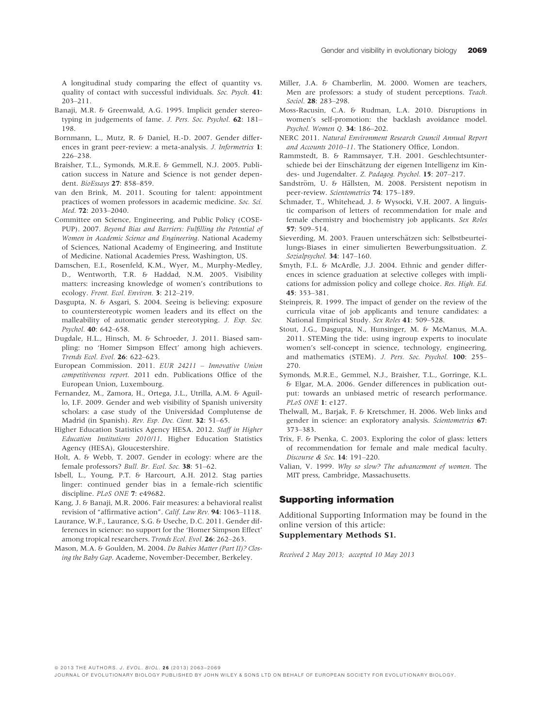A longitudinal study comparing the effect of quantity vs. quality of contact with successful individuals. *Soc. Psych.* **41**: 203–211.

Banaji, M.R. & Greenwald, A.G. 1995. Implicit gender stereotyping in judgements of fame. *J. Pers. Soc. Psychol.* **62**: 181–198.

Bornmann, L., Mutz, R. & Daniel, H.-D. 2007. Gender differences in grant peer-review: a meta-analysis. *J. Informetrics* **1**: 226–238.

Braisher, T.L., Symonds, M.R.E. & Gemmell, N.J. 2005. Publication success in Nature and Science is not gender dependent. *BioEssays* **27**: 858–859.

van den Brink, M. 2011. Scouting for talent: appointment practices of women professors in academic medicine. *Soc. Sci. Med.* **72**: 2033–2040.

Committee on Science, Engineering, and Public Policy (COSEPUP). 2007. *Beyond Bias and Barriers: Fulfilling the Potential of Women in Academic Science and Engineering*. National Academy of Sciences, National Academy of Engineering, and Institute of Medicine. National Academies Press, Washington, US.

Damschen, E.I., Rosenfeld, K.M., Wyer, M., Murphy-Medley, D., Wentworth, T.R. & Haddad, N.M. 2005. Visibility matters: increasing knowledge of women's contributions to ecology. *Front. Ecol. Environ.* **3**: 212–219.

Dasgupta, N. & Asgari, S. 2004. Seeing is believing: exposure to counterstereotypic women leaders and its effect on the malleability of automatic gender stereotyping. *J. Exp. Soc. Psychol.* **40**: 642–658.

Dugdale, H.L., Hinsch, M. & Schroeder, J. 2011. Biased sampling: no 'Homer Simpson Effect' among high achievers. *Trends Ecol. Evol.* **26**: 622–623.

European Commission. 2011. *EUR 24211 – Innovative Union competitiveness report*. 2011 edn. Publications Office of the European Union, Luxembourg.

Fernandez, M., Zamora, H., Ortega, J.L., Utrilla, A.M. & Aguillo, I.F. 2009. Gender and web visibility of Spanish university scholars: a case study of the Universidad Complutense de Madrid (in Spanish). *Rev. Esp. Doc. Cient.* **32**: 51–65.

Higher Education Statistics Agency HESA. 2012. *Staff in Higher Education Institutions 2010/11*. Higher Education Statistics Agency (HESA), Gloucestershire.

Holt, A. & Webb, T. 2007. Gender in ecology: where are the female professors? *Bull. Br. Ecol. Soc.* **38**: 51–62.

Isbell, L., Young, P.T. & Harcourt, A.H. 2012. Stag parties linger: continued gender bias in a female-rich scientific discipline. *PLoS ONE* **7**: e49682.

Kang, J. & Banaji, M.R. 2006. Fair measures: a behavioral realist revision of "affirmative action". *Calif. Law Rev.* **94**: 1063–1118.

Laurance, W.F., Laurance, S.G. & Useche, D.C. 2011. Gender differences in science: no support for the 'Homer Simpson Effect' among tropical researchers. *Trends Ecol. Evol.* **26**: 262–263.

Mason, M.A. & Goulden, M. 2004. *Do Babies Matter (Part II)? Closing the Baby Gap*. Academe, November-December, Berkeley.

Miller, J.A. & Chamberlin, M. 2000. Women are teachers, Men are professors: a study of student perceptions. *Teach. Sociol.* **28**: 283–298.

Moss-Racusin, C.A. & Rudman, L.A. 2010. Disruptions in women's self-promotion: the backlash avoidance model. *Psychol. Women Q.* **34**: 186–202.

NERC 2011. *Natural Environment Research Council Annual Report and Accounts 2010–11*. The Stationery Office, London.

Rammstedt, B. & Rammsayer, T.H. 2001. Geschlechtsunterschiede bei der Einschätzung der eigenen Intelligenz im Kindes- und Jugendalter. *Z. Padagog. Psychol.* **15**: 207–217.

Sandström, U. & Hällsten, M. 2008. Persistent nepotism in peer-review. *Scientometrics* **74**: 175–189.

Schmader, T., Whitehead, J. & Wysocki, V.H. 2007. A linguistic comparison of letters of recommendation for male and female chemistry and biochemistry job applicants. *Sex Roles* **57**: 509–514.

Sieverding, M. 2003. Frauen unterschätzen sich: Selbstbeurteilungs-Biases in einer simulierten Bewerbungssituation. *Z. Sozialpsychol.* **34**: 147–160.

Smyth, F.L. & McArdle, J.J. 2004. Ethnic and gender differences in science graduation at selective colleges with implications for admission policy and college choice. *Res. High. Ed.* **45**: 353–381.

Steinpreis, R. 1999. The impact of gender on the review of the curricula vitae of job applicants and tenure candidates: a National Empirical Study. *Sex Roles* **41**: 509–528.

Stout, J.G., Dasgupta, N., Hunsinger, M. & McManus, M.A. 2011. STEMing the tide: using ingroup experts to inoculate women's self-concept in science, technology, engineering, and mathematics (STEM). *J. Pers. Soc. Psychol.* **100**: 255–270.

Symonds, M.R.E., Gemmel, N.J., Braisher, T.L., Gorringe, K.L. & Elgar, M.A. 2006. Gender differences in publication output: towards an unbiased metric of research performance. *PLoS ONE* **1**: e127.

Thelwall, M., Barjak, F. & Kretschmer, H. 2006. Web links and gender in science: an exploratory analysis. *Scientometrics* **67**: 373–383.

Trix, F. & Psenka, C. 2003. Exploring the color of glass: letters of recommendation for female and male medical faculty. *Discourse & Soc.* **14**: 191–220.

Valian, V. 1999. *Why so slow? The advancement of women*. The MIT press, Cambridge, Massachusetts.

## Supporting information

Additional Supporting Information may be found in the online version of this article:

**Supplementary Methods S1.**

*Received 2 May 2013; accepted 10 May 2013*